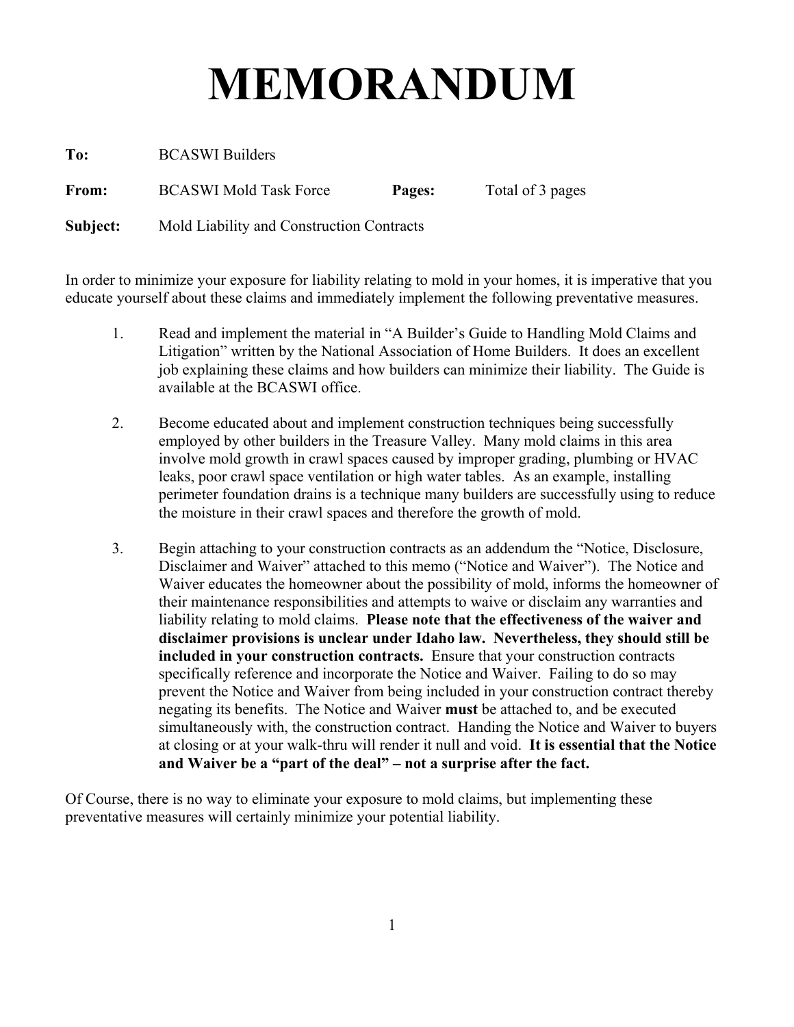# MEMORANDUM

**To:** BCASWI Builders

**From:** BCASWI Mold Task Force **Pages:** Total of 3 pages

**Subject:** Mold Liability and Construction Contracts

In order to minimize your exposure for liability relating to mold in your homes, it is imperative that you educate yourself about these claims and immediately implement the following preventative measures.

1. Read and implement the material in "A Builder's Guide to Handling Mold Claims and Litigation" written by the National Association of Home Builders. It does an excellent job explaining these claims and how builders can minimize their liability. The Guide is available at the BCASWI office.

2. Become educated about and implement construction techniques being successfully employed by other builders in the Treasure Valley. Many mold claims in this area involve mold growth in crawl spaces caused by improper grading, plumbing or HVAC leaks, poor crawl space ventilation or high water tables. As an example, installing perimeter foundation drains is a technique many builders are successfully using to reduce the moisture in their crawl spaces and therefore the growth of mold.

3. Begin attaching to your construction contracts as an addendum the "Notice, Disclosure, Disclaimer and Waiver" attached to this memo ("Notice and Waiver"). The Notice and Waiver educates the homeowner about the possibility of mold, informs the homeowner of their maintenance responsibilities and attempts to waive or disclaim any warranties and liability relating to mold claims. **Please note that the effectiveness of the waiver and disclaimer provisions is unclear under Idaho law. Nevertheless, they should still be included in your construction contracts.** Ensure that your construction contracts specifically reference and incorporate the Notice and Waiver. Failing to do so may prevent the Notice and Waiver from being included in your construction contract thereby negating its benefits. The Notice and Waiver **must** be attached to, and be executed simultaneously with, the construction contract. Handing the Notice and Waiver to buyers at closing or at your walk-thru will render it null and void. **It is essential that the Notice and Waiver be a "part of the deal" – not a surprise after the fact.**

Of Course, there is no way to eliminate your exposure to mold claims, but implementing these preventative measures will certainly minimize your potential liability.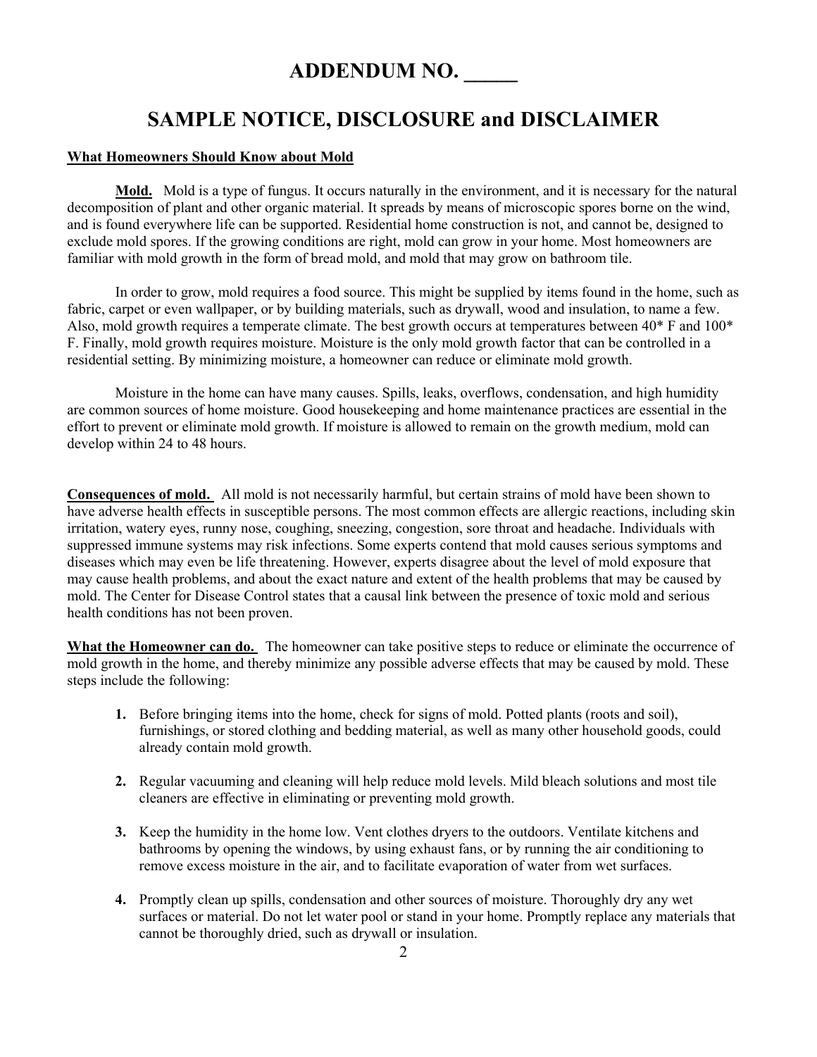# ADDENDUM NO. _____

## SAMPLE NOTICE, DISCLOSURE and DISCLAIMER

**What Homeowners Should Know about Mold**

**Mold.** Mold is a type of fungus. It occurs naturally in the environment, and it is necessary for the natural decomposition of plant and other organic material. It spreads by means of microscopic spores borne on the wind, and is found everywhere life can be supported. Residential home construction is not, and cannot be, designed to exclude mold spores. If the growing conditions are right, mold can grow in your home. Most homeowners are familiar with mold growth in the form of bread mold, and mold that may grow on bathroom tile.

In order to grow, mold requires a food source. This might be supplied by items found in the home, such as fabric, carpet or even wallpaper, or by building materials, such as drywall, wood and insulation, to name a few. Also, mold growth requires a temperate climate. The best growth occurs at temperatures between 40* F and 100* F. Finally, mold growth requires moisture. Moisture is the only mold growth factor that can be controlled in a residential setting. By minimizing moisture, a homeowner can reduce or eliminate mold growth.

Moisture in the home can have many causes. Spills, leaks, overflows, condensation, and high humidity are common sources of home moisture. Good housekeeping and home maintenance practices are essential in the effort to prevent or eliminate mold growth. If moisture is allowed to remain on the growth medium, mold can develop within 24 to 48 hours.

**Consequences of mold.** All mold is not necessarily harmful, but certain strains of mold have been shown to have adverse health effects in susceptible persons. The most common effects are allergic reactions, including skin irritation, watery eyes, runny nose, coughing, sneezing, congestion, sore throat and headache. Individuals with suppressed immune systems may risk infections. Some experts contend that mold causes serious symptoms and diseases which may even be life threatening. However, experts disagree about the level of mold exposure that may cause health problems, and about the exact nature and extent of the health problems that may be caused by mold. The Center for Disease Control states that a causal link between the presence of toxic mold and serious health conditions has not been proven.

**What the Homeowner can do.** The homeowner can take positive steps to reduce or eliminate the occurrence of mold growth in the home, and thereby minimize any possible adverse effects that may be caused by mold. These steps include the following:

1. Before bringing items into the home, check for signs of mold. Potted plants (roots and soil), furnishings, or stored clothing and bedding material, as well as many other household goods, could already contain mold growth.

2. Regular vacuuming and cleaning will help reduce mold levels. Mild bleach solutions and most tile cleaners are effective in eliminating or preventing mold growth.

3. Keep the humidity in the home low. Vent clothes dryers to the outdoors. Ventilate kitchens and bathrooms by opening the windows, by using exhaust fans, or by running the air conditioning to remove excess moisture in the air, and to facilitate evaporation of water from wet surfaces.

4. Promptly clean up spills, condensation and other sources of moisture. Thoroughly dry any wet surfaces or material. Do not let water pool or stand in your home. Promptly replace any materials that cannot be thoroughly dried, such as drywall or insulation.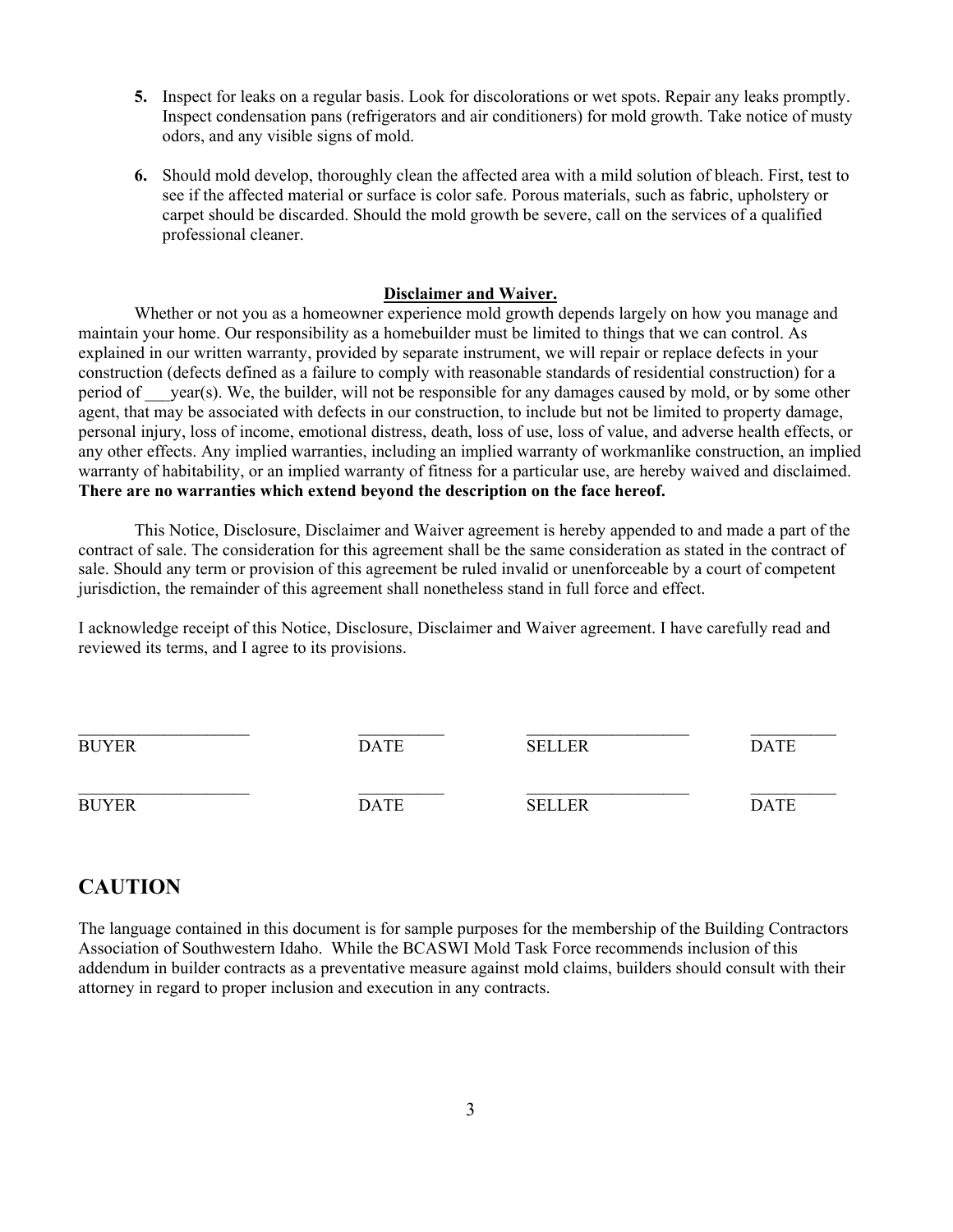5. Inspect for leaks on a regular basis. Look for discolorations or wet spots. Repair any leaks promptly. Inspect condensation pans (refrigerators and air conditioners) for mold growth. Take notice of musty odors, and any visible signs of mold.

6. Should mold develop, thoroughly clean the affected area with a mild solution of bleach. First, test to see if the affected material or surface is color safe. Porous materials, such as fabric, upholstery or carpet should be discarded. Should the mold growth be severe, call on the services of a qualified professional cleaner.

**Disclaimer and Waiver.**

Whether or not you as a homeowner experience mold growth depends largely on how you manage and maintain your home. Our responsibility as a homebuilder must be limited to things that we can control. As explained in our written warranty, provided by separate instrument, we will repair or replace defects in your construction (defects defined as a failure to comply with reasonable standards of residential construction) for a period of ___year(s). We, the builder, will not be responsible for any damages caused by mold, or by some other agent, that may be associated with defects in our construction, to include but not be limited to property damage, personal injury, loss of income, emotional distress, death, loss of use, loss of value, and adverse health effects, or any other effects. Any implied warranties, including an implied warranty of workmanlike construction, an implied warranty of habitability, or an implied warranty of fitness for a particular use, are hereby waived and disclaimed. **There are no warranties which extend beyond the description on the face hereof.**

This Notice, Disclosure, Disclaimer and Waiver agreement is hereby appended to and made a part of the contract of sale. The consideration for this agreement shall be the same consideration as stated in the contract of sale. Should any term or provision of this agreement be ruled invalid or unenforceable by a court of competent jurisdiction, the remainder of this agreement shall nonetheless stand in full force and effect.

I acknowledge receipt of this Notice, Disclosure, Disclaimer and Waiver agreement. I have carefully read and reviewed its terms, and I agree to its provisions.

| | | | |
|---|---|---|---|
| ____________________ | __________ | ___________________ | __________ |
| BUYER | DATE | SELLER | DATE |
| ____________________ | __________ | ___________________ | __________ |
| BUYER | DATE | SELLER | DATE |

## CAUTION

The language contained in this document is for sample purposes for the membership of the Building Contractors Association of Southwestern Idaho. While the BCASWI Mold Task Force recommends inclusion of this addendum in builder contracts as a preventative measure against mold claims, builders should consult with their attorney in regard to proper inclusion and execution in any contracts.